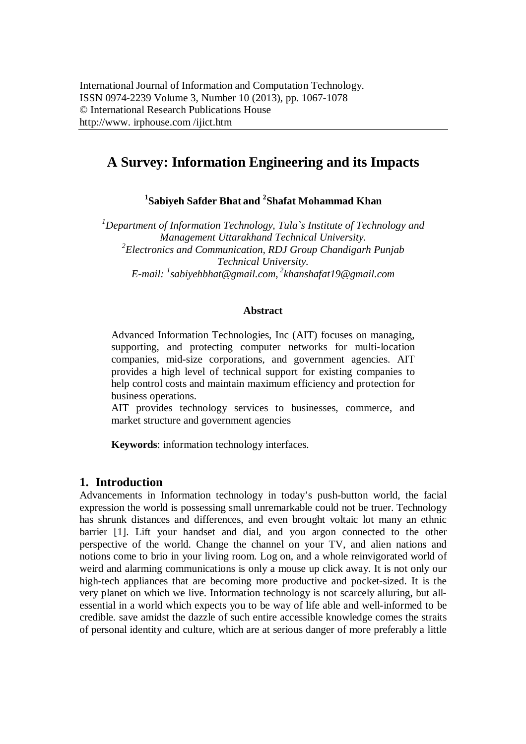International Journal of Information and Computation Technology.
ISSN 0974-2239 Volume 3, Number 10 (2013), pp. 1067-1078
© International Research Publications House
http://www. irphouse.com /ijict.htm

# A Survey: Information Engineering and its Impacts

**[1]Sabiyeh Safder Bhat and [2]Shafat Mohammad Khan**

*[1]Department of Information Technology, Tula`s Institute of Technology and Management Uttarakhand Technical University.*
*[2]Electronics and Communication, RDJ Group Chandigarh Punjab Technical University.*
*E-mail: [1]sabiyehbhat@gmail.com, [2]khanshafat19@gmail.com*

### Abstract

Advanced Information Technologies, Inc (AIT) focuses on managing, supporting, and protecting computer networks for multi-location companies, mid-size corporations, and government agencies. AIT provides a high level of technical support for existing companies to help control costs and maintain maximum efficiency and protection for business operations.
AIT provides technology services to businesses, commerce, and market structure and government agencies

**Keywords**: information technology interfaces.

## 1. Introduction

Advancements in Information technology in today's push-button world, the facial expression the world is possessing small unremarkable could not be truer. Technology has shrunk distances and differences, and even brought voltaic lot many an ethnic barrier [1]. Lift your handset and dial, and you argon connected to the other perspective of the world. Change the channel on your TV, and alien nations and notions come to brio in your living room. Log on, and a whole reinvigorated world of weird and alarming communications is only a mouse up click away. It is not only our high-tech appliances that are becoming more productive and pocket-sized. It is the very planet on which we live. Information technology is not scarcely alluring, but all-essential in a world which expects you to be way of life able and well-informed to be credible. save amidst the dazzle of such entire accessible knowledge comes the straits of personal identity and culture, which are at serious danger of more preferably a little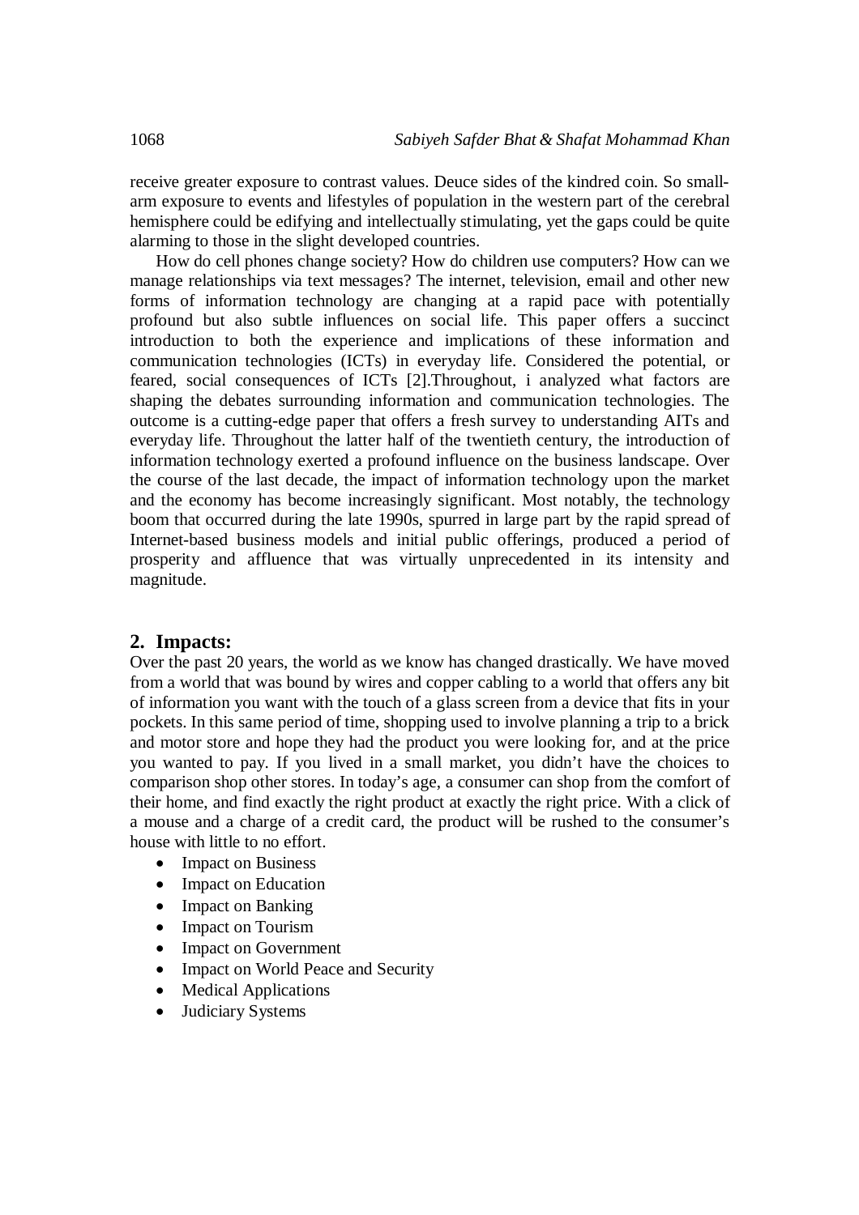receive greater exposure to contrast values. Deuce sides of the kindred coin. So small-arm exposure to events and lifestyles of population in the western part of the cerebral hemisphere could be edifying and intellectually stimulating, yet the gaps could be quite alarming to those in the slight developed countries.

How do cell phones change society? How do children use computers? How can we manage relationships via text messages? The internet, television, email and other new forms of information technology are changing at a rapid pace with potentially profound but also subtle influences on social life. This paper offers a succinct introduction to both the experience and implications of these information and communication technologies (ICTs) in everyday life. Considered the potential, or feared, social consequences of ICTs [2].Throughout, i analyzed what factors are shaping the debates surrounding information and communication technologies. The outcome is a cutting-edge paper that offers a fresh survey to understanding AITs and everyday life. Throughout the latter half of the twentieth century, the introduction of information technology exerted a profound influence on the business landscape. Over the course of the last decade, the impact of information technology upon the market and the economy has become increasingly significant. Most notably, the technology boom that occurred during the late 1990s, spurred in large part by the rapid spread of Internet-based business models and initial public offerings, produced a period of prosperity and affluence that was virtually unprecedented in its intensity and magnitude.

## 2. Impacts:

Over the past 20 years, the world as we know has changed drastically. We have moved from a world that was bound by wires and copper cabling to a world that offers any bit of information you want with the touch of a glass screen from a device that fits in your pockets. In this same period of time, shopping used to involve planning a trip to a brick and motor store and hope they had the product you were looking for, and at the price you wanted to pay. If you lived in a small market, you didn't have the choices to comparison shop other stores. In today's age, a consumer can shop from the comfort of their home, and find exactly the right product at exactly the right price. With a click of a mouse and a charge of a credit card, the product will be rushed to the consumer's house with little to no effort.

- Impact on Business
- Impact on Education
- Impact on Banking
- Impact on Tourism
- Impact on Government
- Impact on World Peace and Security
- Medical Applications
- Judiciary Systems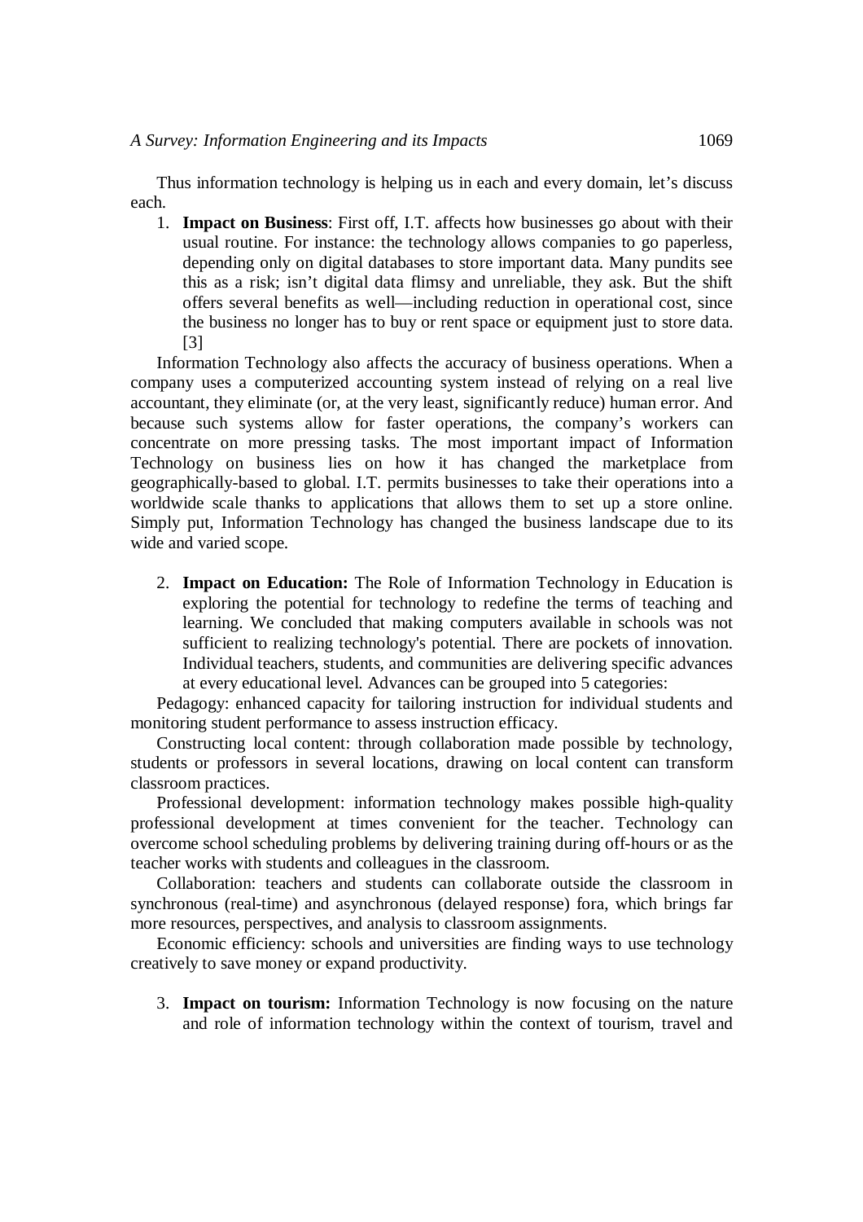Thus information technology is helping us in each and every domain, let's discuss each.

1. **Impact on Business**: First off, I.T. affects how businesses go about with their usual routine. For instance: the technology allows companies to go paperless, depending only on digital databases to store important data. Many pundits see this as a risk; isn't digital data flimsy and unreliable, they ask. But the shift offers several benefits as well—including reduction in operational cost, since the business no longer has to buy or rent space or equipment just to store data. [3]

Information Technology also affects the accuracy of business operations. When a company uses a computerized accounting system instead of relying on a real live accountant, they eliminate (or, at the very least, significantly reduce) human error. And because such systems allow for faster operations, the company's workers can concentrate on more pressing tasks. The most important impact of Information Technology on business lies on how it has changed the marketplace from geographically-based to global. I.T. permits businesses to take their operations into a worldwide scale thanks to applications that allows them to set up a store online. Simply put, Information Technology has changed the business landscape due to its wide and varied scope.

2. **Impact on Education:** The Role of Information Technology in Education is exploring the potential for technology to redefine the terms of teaching and learning. We concluded that making computers available in schools was not sufficient to realizing technology's potential. There are pockets of innovation. Individual teachers, students, and communities are delivering specific advances at every educational level. Advances can be grouped into 5 categories:

Pedagogy: enhanced capacity for tailoring instruction for individual students and monitoring student performance to assess instruction efficacy.

Constructing local content: through collaboration made possible by technology, students or professors in several locations, drawing on local content can transform classroom practices.

Professional development: information technology makes possible high-quality professional development at times convenient for the teacher. Technology can overcome school scheduling problems by delivering training during off-hours or as the teacher works with students and colleagues in the classroom.

Collaboration: teachers and students can collaborate outside the classroom in synchronous (real-time) and asynchronous (delayed response) fora, which brings far more resources, perspectives, and analysis to classroom assignments.

Economic efficiency: schools and universities are finding ways to use technology creatively to save money or expand productivity.

3. **Impact on tourism:** Information Technology is now focusing on the nature and role of information technology within the context of tourism, travel and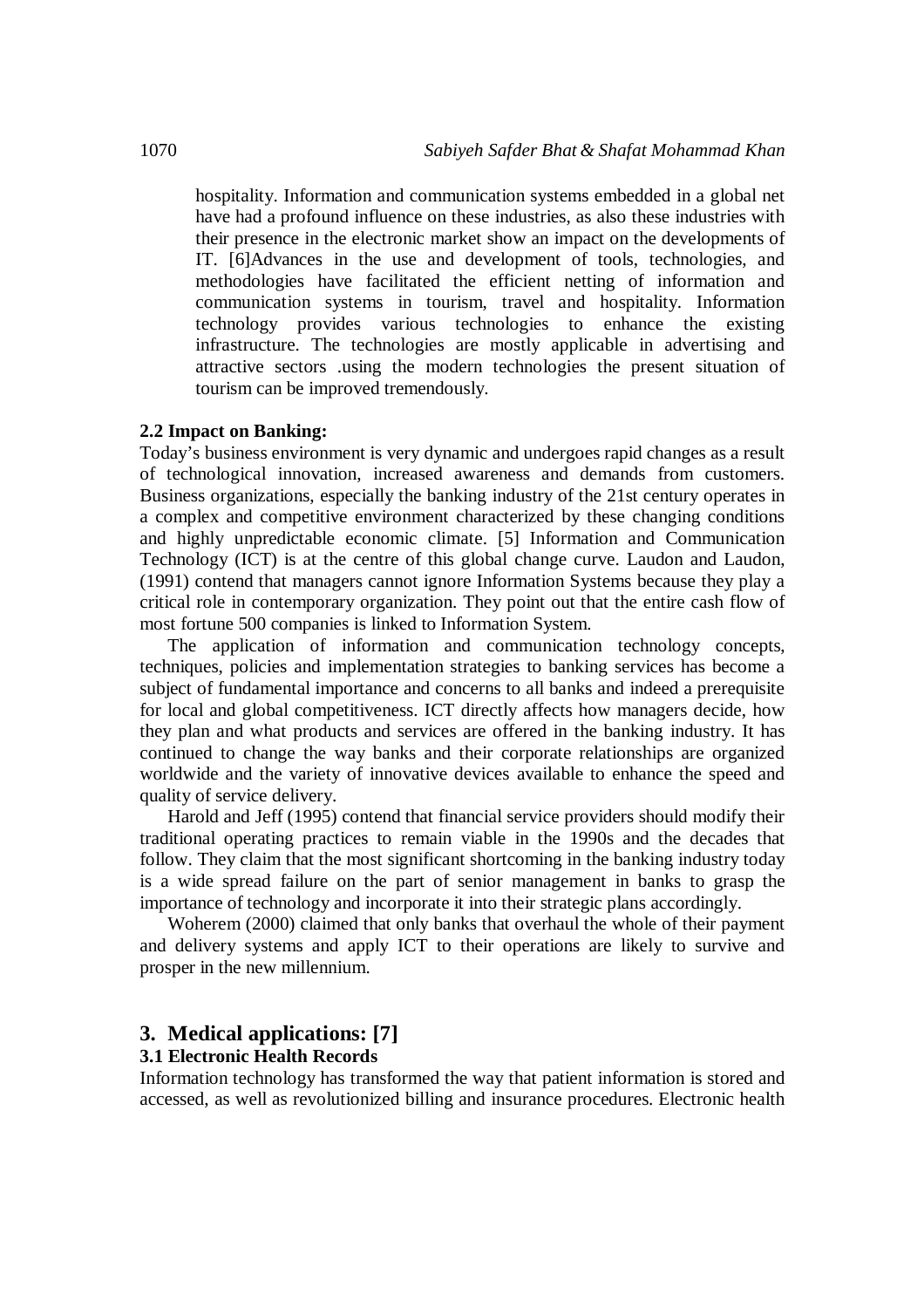hospitality. Information and communication systems embedded in a global net have had a profound influence on these industries, as also these industries with their presence in the electronic market show an impact on the developments of IT. [6]Advances in the use and development of tools, technologies, and methodologies have facilitated the efficient netting of information and communication systems in tourism, travel and hospitality. Information technology provides various technologies to enhance the existing infrastructure. The technologies are mostly applicable in advertising and attractive sectors .using the modern technologies the present situation of tourism can be improved tremendously.

**2.2 Impact on Banking:**

Today's business environment is very dynamic and undergoes rapid changes as a result of technological innovation, increased awareness and demands from customers. Business organizations, especially the banking industry of the 21st century operates in a complex and competitive environment characterized by these changing conditions and highly unpredictable economic climate. [5] Information and Communication Technology (ICT) is at the centre of this global change curve. Laudon and Laudon, (1991) contend that managers cannot ignore Information Systems because they play a critical role in contemporary organization. They point out that the entire cash flow of most fortune 500 companies is linked to Information System.

The application of information and communication technology concepts, techniques, policies and implementation strategies to banking services has become a subject of fundamental importance and concerns to all banks and indeed a prerequisite for local and global competitiveness. ICT directly affects how managers decide, how they plan and what products and services are offered in the banking industry. It has continued to change the way banks and their corporate relationships are organized worldwide and the variety of innovative devices available to enhance the speed and quality of service delivery.

Harold and Jeff (1995) contend that financial service providers should modify their traditional operating practices to remain viable in the 1990s and the decades that follow. They claim that the most significant shortcoming in the banking industry today is a wide spread failure on the part of senior management in banks to grasp the importance of technology and incorporate it into their strategic plans accordingly.

Woherem (2000) claimed that only banks that overhaul the whole of their payment and delivery systems and apply ICT to their operations are likely to survive and prosper in the new millennium.

## 3. Medical applications: [7]

**3.1 Electronic Health Records**

Information technology has transformed the way that patient information is stored and accessed, as well as revolutionized billing and insurance procedures. Electronic health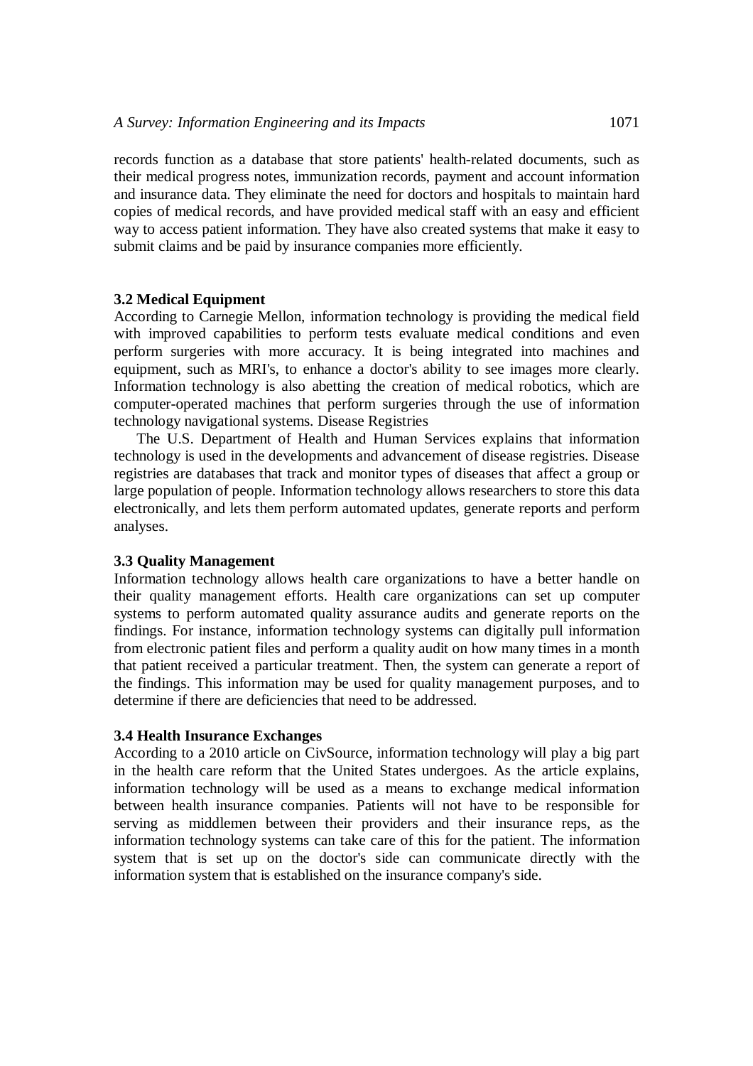records function as a database that store patients' health-related documents, such as their medical progress notes, immunization records, payment and account information and insurance data. They eliminate the need for doctors and hospitals to maintain hard copies of medical records, and have provided medical staff with an easy and efficient way to access patient information. They have also created systems that make it easy to submit claims and be paid by insurance companies more efficiently.

### 3.2 Medical Equipment

According to Carnegie Mellon, information technology is providing the medical field with improved capabilities to perform tests evaluate medical conditions and even perform surgeries with more accuracy. It is being integrated into machines and equipment, such as MRI's, to enhance a doctor's ability to see images more clearly. Information technology is also abetting the creation of medical robotics, which are computer-operated machines that perform surgeries through the use of information technology navigational systems. Disease Registries

The U.S. Department of Health and Human Services explains that information technology is used in the developments and advancement of disease registries. Disease registries are databases that track and monitor types of diseases that affect a group or large population of people. Information technology allows researchers to store this data electronically, and lets them perform automated updates, generate reports and perform analyses.

### 3.3 Quality Management

Information technology allows health care organizations to have a better handle on their quality management efforts. Health care organizations can set up computer systems to perform automated quality assurance audits and generate reports on the findings. For instance, information technology systems can digitally pull information from electronic patient files and perform a quality audit on how many times in a month that patient received a particular treatment. Then, the system can generate a report of the findings. This information may be used for quality management purposes, and to determine if there are deficiencies that need to be addressed.

### 3.4 Health Insurance Exchanges

According to a 2010 article on CivSource, information technology will play a big part in the health care reform that the United States undergoes. As the article explains, information technology will be used as a means to exchange medical information between health insurance companies. Patients will not have to be responsible for serving as middlemen between their providers and their insurance reps, as the information technology systems can take care of this for the patient. The information system that is set up on the doctor's side can communicate directly with the information system that is established on the insurance company's side.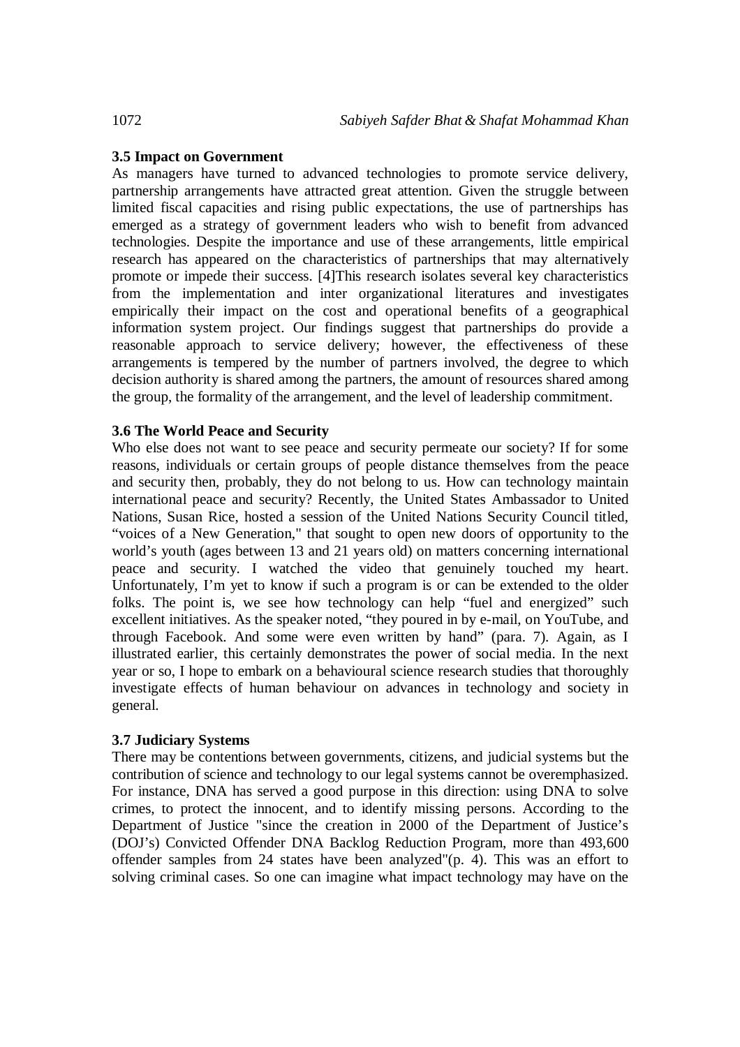### 3.5 Impact on Government

As managers have turned to advanced technologies to promote service delivery, partnership arrangements have attracted great attention. Given the struggle between limited fiscal capacities and rising public expectations, the use of partnerships has emerged as a strategy of government leaders who wish to benefit from advanced technologies. Despite the importance and use of these arrangements, little empirical research has appeared on the characteristics of partnerships that may alternatively promote or impede their success. [4]This research isolates several key characteristics from the implementation and inter organizational literatures and investigates empirically their impact on the cost and operational benefits of a geographical information system project. Our findings suggest that partnerships do provide a reasonable approach to service delivery; however, the effectiveness of these arrangements is tempered by the number of partners involved, the degree to which decision authority is shared among the partners, the amount of resources shared among the group, the formality of the arrangement, and the level of leadership commitment.

### 3.6 The World Peace and Security

Who else does not want to see peace and security permeate our society? If for some reasons, individuals or certain groups of people distance themselves from the peace and security then, probably, they do not belong to us. How can technology maintain international peace and security? Recently, the United States Ambassador to United Nations, Susan Rice, hosted a session of the United Nations Security Council titled, "voices of a New Generation," that sought to open new doors of opportunity to the world's youth (ages between 13 and 21 years old) on matters concerning international peace and security. I watched the video that genuinely touched my heart. Unfortunately, I'm yet to know if such a program is or can be extended to the older folks. The point is, we see how technology can help "fuel and energized" such excellent initiatives. As the speaker noted, "they poured in by e-mail, on YouTube, and through Facebook. And some were even written by hand" (para. 7). Again, as I illustrated earlier, this certainly demonstrates the power of social media. In the next year or so, I hope to embark on a behavioural science research studies that thoroughly investigate effects of human behaviour on advances in technology and society in general.

### 3.7 Judiciary Systems

There may be contentions between governments, citizens, and judicial systems but the contribution of science and technology to our legal systems cannot be overemphasized. For instance, DNA has served a good purpose in this direction: using DNA to solve crimes, to protect the innocent, and to identify missing persons. According to the Department of Justice "since the creation in 2000 of the Department of Justice's (DOJ's) Convicted Offender DNA Backlog Reduction Program, more than 493,600 offender samples from 24 states have been analyzed"(p. 4). This was an effort to solving criminal cases. So one can imagine what impact technology may have on the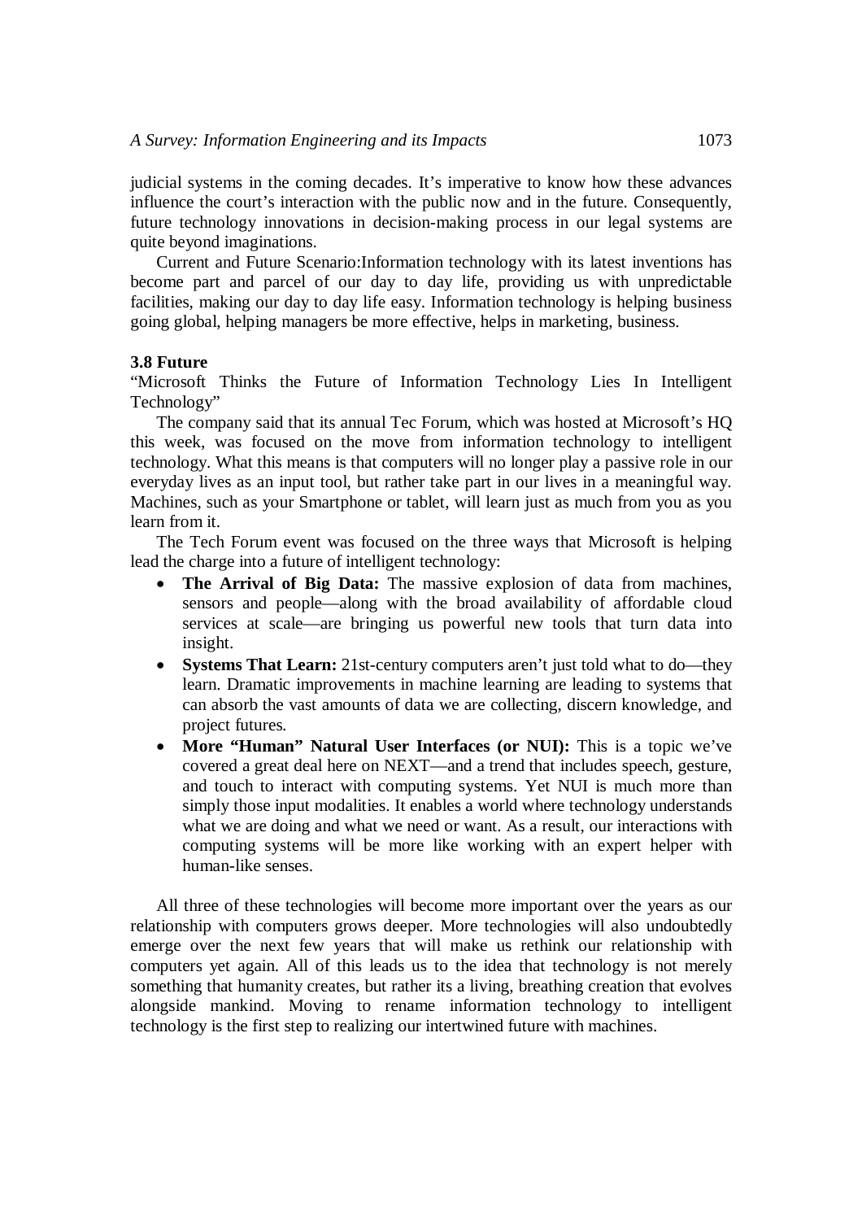judicial systems in the coming decades. It's imperative to know how these advances influence the court's interaction with the public now and in the future. Consequently, future technology innovations in decision-making process in our legal systems are quite beyond imaginations.

Current and Future Scenario:Information technology with its latest inventions has become part and parcel of our day to day life, providing us with unpredictable facilities, making our day to day life easy. Information technology is helping business going global, helping managers be more effective, helps in marketing, business.

### 3.8 Future

"Microsoft Thinks the Future of Information Technology Lies In Intelligent Technology"

The company said that its annual Tec Forum, which was hosted at Microsoft's HQ this week, was focused on the move from information technology to intelligent technology. What this means is that computers will no longer play a passive role in our everyday lives as an input tool, but rather take part in our lives in a meaningful way. Machines, such as your Smartphone or tablet, will learn just as much from you as you learn from it.

The Tech Forum event was focused on the three ways that Microsoft is helping lead the charge into a future of intelligent technology:

- **The Arrival of Big Data:** The massive explosion of data from machines, sensors and people—along with the broad availability of affordable cloud services at scale—are bringing us powerful new tools that turn data into insight.
- **Systems That Learn:** 21st-century computers aren't just told what to do—they learn. Dramatic improvements in machine learning are leading to systems that can absorb the vast amounts of data we are collecting, discern knowledge, and project futures.
- **More "Human" Natural User Interfaces (or NUI):** This is a topic we've covered a great deal here on NEXT—and a trend that includes speech, gesture, and touch to interact with computing systems. Yet NUI is much more than simply those input modalities. It enables a world where technology understands what we are doing and what we need or want. As a result, our interactions with computing systems will be more like working with an expert helper with human-like senses.

All three of these technologies will become more important over the years as our relationship with computers grows deeper. More technologies will also undoubtedly emerge over the next few years that will make us rethink our relationship with computers yet again. All of this leads us to the idea that technology is not merely something that humanity creates, but rather its a living, breathing creation that evolves alongside mankind. Moving to rename information technology to intelligent technology is the first step to realizing our intertwined future with machines.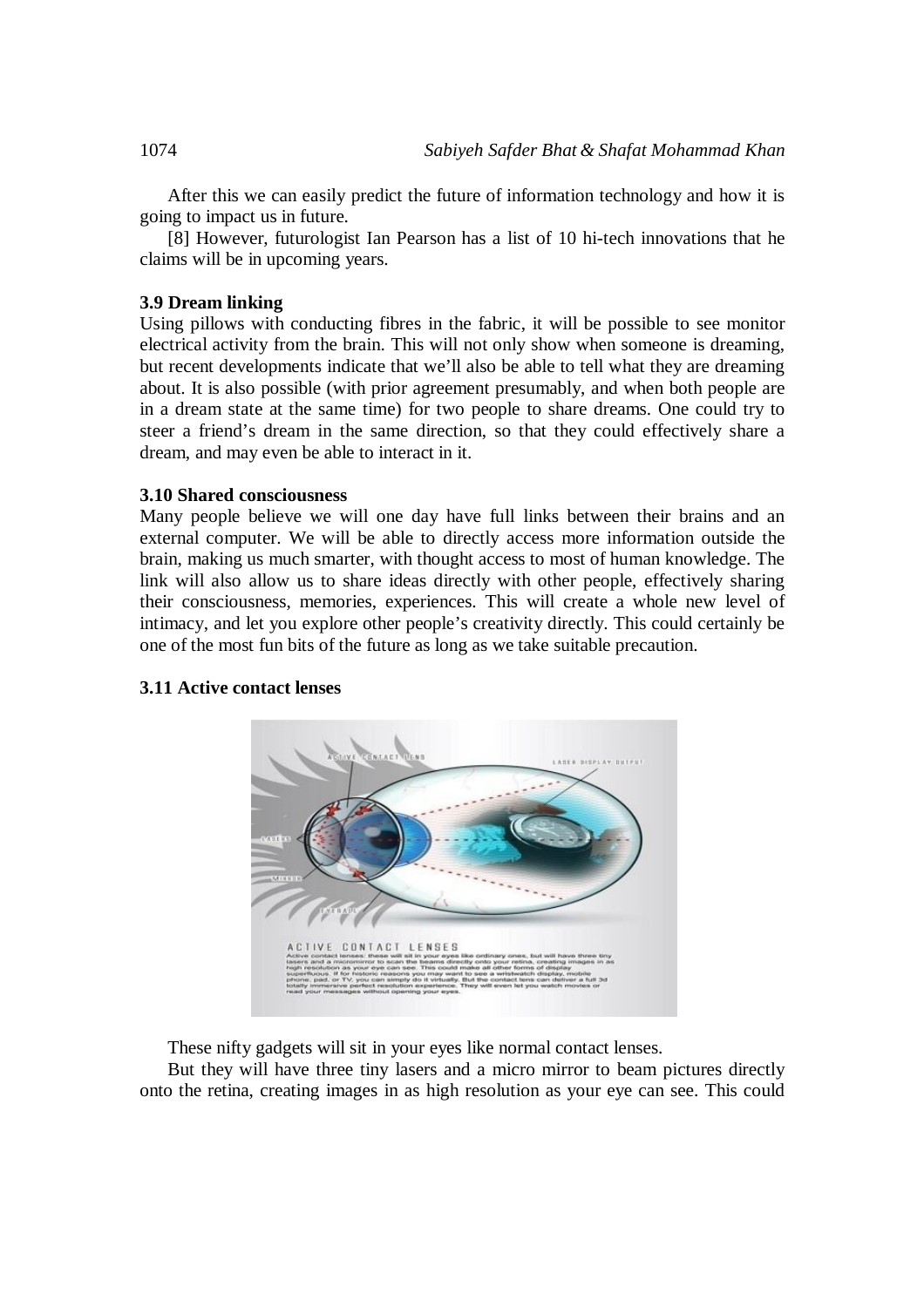After this we can easily predict the future of information technology and how it is going to impact us in future.

[8] However, futurologist Ian Pearson has a list of 10 hi-tech innovations that he claims will be in upcoming years.

### 3.9 Dream linking

Using pillows with conducting fibres in the fabric, it will be possible to see monitor electrical activity from the brain. This will not only show when someone is dreaming, but recent developments indicate that we'll also be able to tell what they are dreaming about. It is also possible (with prior agreement presumably, and when both people are in a dream state at the same time) for two people to share dreams. One could try to steer a friend's dream in the same direction, so that they could effectively share a dream, and may even be able to interact in it.

### 3.10 Shared consciousness

Many people believe we will one day have full links between their brains and an external computer. We will be able to directly access more information outside the brain, making us much smarter, with thought access to most of human knowledge. The link will also allow us to share ideas directly with other people, effectively sharing their consciousness, memories, experiences. This will create a whole new level of intimacy, and let you explore other people's creativity directly. This could certainly be one of the most fun bits of the future as long as we take suitable precaution.

### 3.11 Active contact lenses

These nifty gadgets will sit in your eyes like normal contact lenses.

But they will have three tiny lasers and a micro mirror to beam pictures directly onto the retina, creating images in as high resolution as your eye can see. This could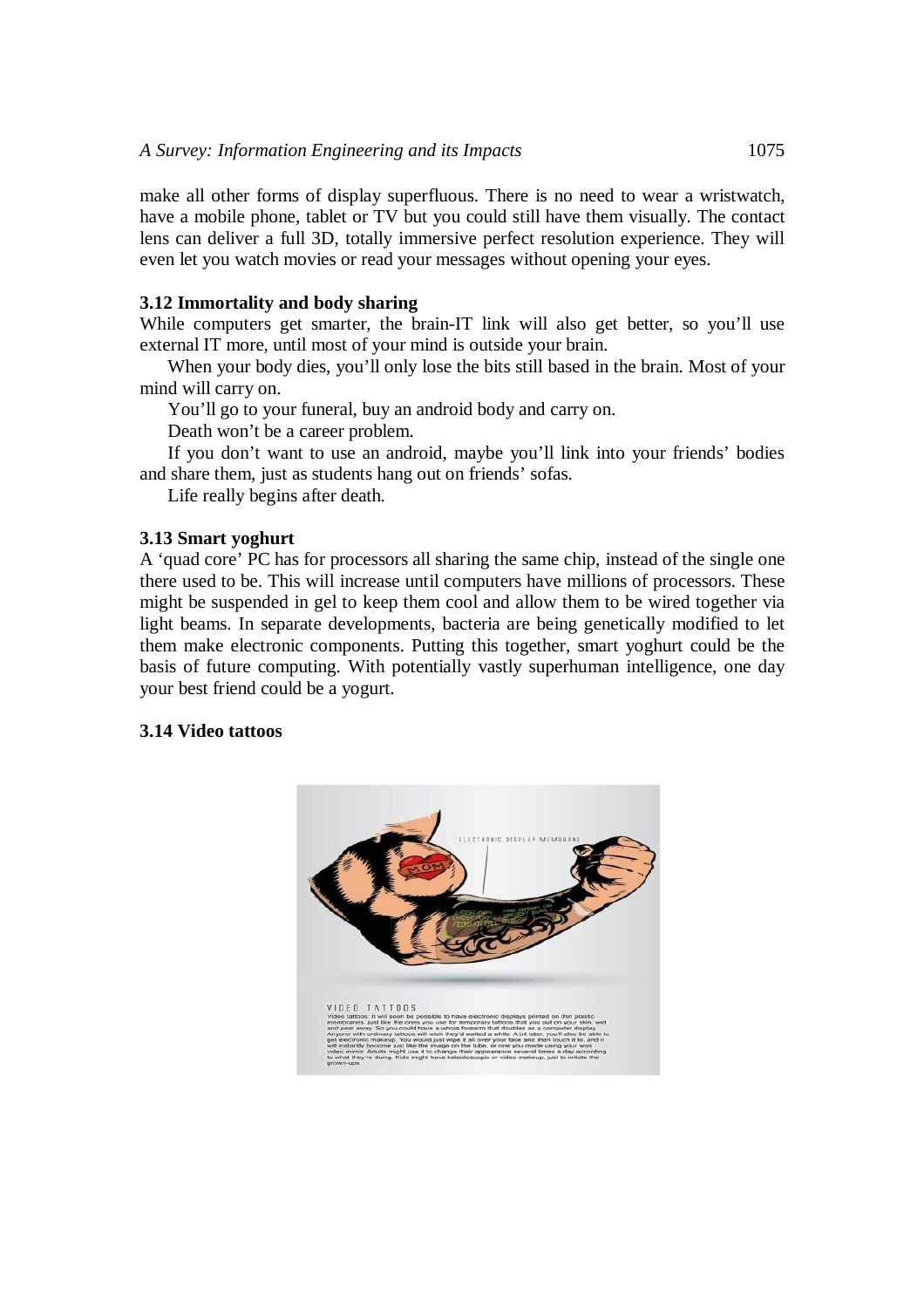make all other forms of display superfluous. There is no need to wear a wristwatch, have a mobile phone, tablet or TV but you could still have them visually. The contact lens can deliver a full 3D, totally immersive perfect resolution experience. They will even let you watch movies or read your messages without opening your eyes.

### 3.12 Immortality and body sharing

While computers get smarter, the brain-IT link will also get better, so you'll use external IT more, until most of your mind is outside your brain.

When your body dies, you'll only lose the bits still based in the brain. Most of your mind will carry on.

You'll go to your funeral, buy an android body and carry on.

Death won't be a career problem.

If you don't want to use an android, maybe you'll link into your friends' bodies and share them, just as students hang out on friends' sofas.

Life really begins after death.

### 3.13 Smart yoghurt

A 'quad core' PC has for processors all sharing the same chip, instead of the single one there used to be. This will increase until computers have millions of processors. These might be suspended in gel to keep them cool and allow them to be wired together via light beams. In separate developments, bacteria are being genetically modified to let them make electronic components. Putting this together, smart yoghurt could be the basis of future computing. With potentially vastly superhuman intelligence, one day your best friend could be a yogurt.

### 3.14 Video tattoos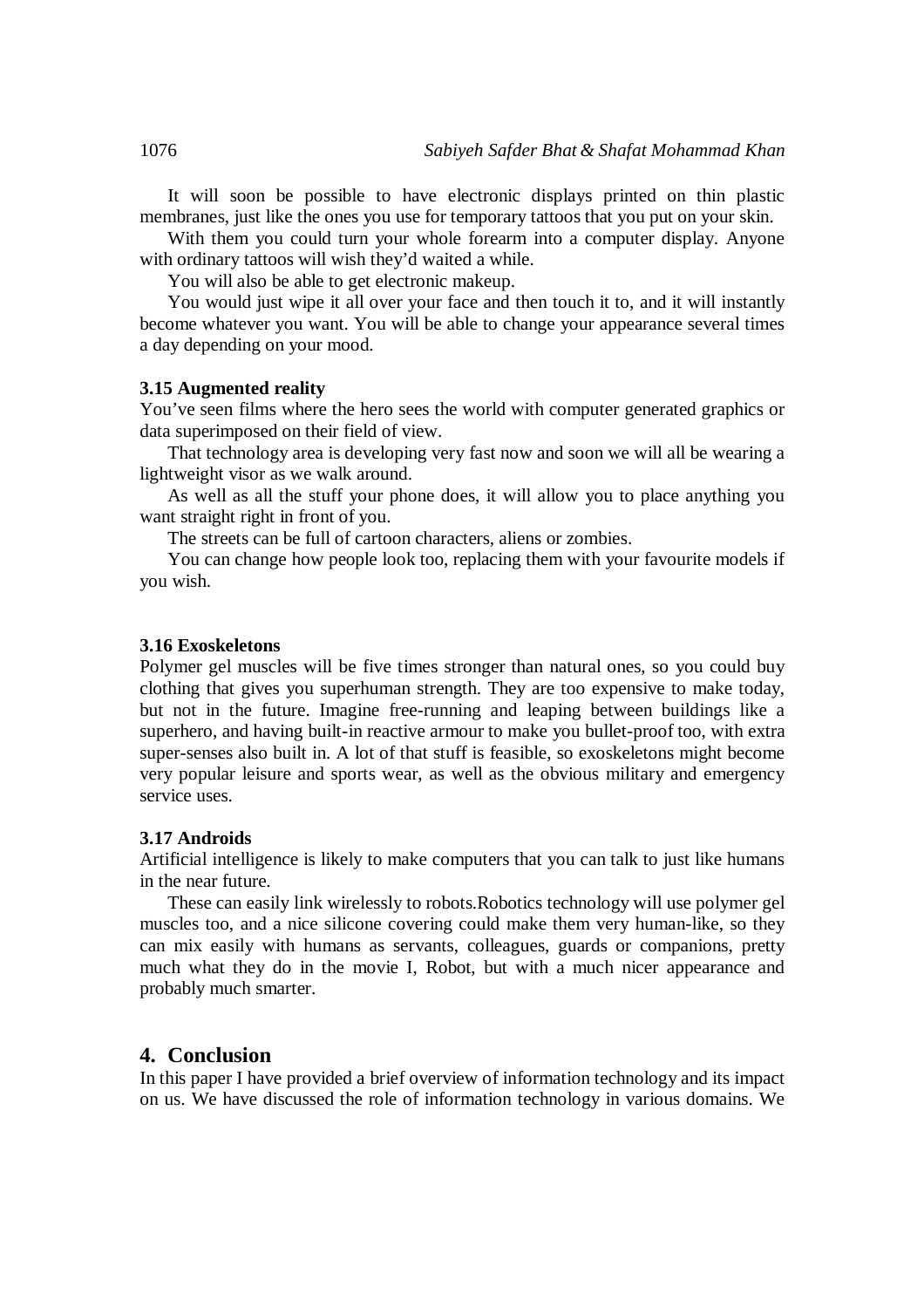It will soon be possible to have electronic displays printed on thin plastic membranes, just like the ones you use for temporary tattoos that you put on your skin.

With them you could turn your whole forearm into a computer display. Anyone with ordinary tattoos will wish they'd waited a while.

You will also be able to get electronic makeup.

You would just wipe it all over your face and then touch it to, and it will instantly become whatever you want. You will be able to change your appearance several times a day depending on your mood.

### 3.15 Augmented reality

You've seen films where the hero sees the world with computer generated graphics or data superimposed on their field of view.

That technology area is developing very fast now and soon we will all be wearing a lightweight visor as we walk around.

As well as all the stuff your phone does, it will allow you to place anything you want straight right in front of you.

The streets can be full of cartoon characters, aliens or zombies.

You can change how people look too, replacing them with your favourite models if you wish.

### 3.16 Exoskeletons

Polymer gel muscles will be five times stronger than natural ones, so you could buy clothing that gives you superhuman strength. They are too expensive to make today, but not in the future. Imagine free-running and leaping between buildings like a superhero, and having built-in reactive armour to make you bullet-proof too, with extra super-senses also built in. A lot of that stuff is feasible, so exoskeletons might become very popular leisure and sports wear, as well as the obvious military and emergency service uses.

### 3.17 Androids

Artificial intelligence is likely to make computers that you can talk to just like humans in the near future.

These can easily link wirelessly to robots.Robotics technology will use polymer gel muscles too, and a nice silicone covering could make them very human-like, so they can mix easily with humans as servants, colleagues, guards or companions, pretty much what they do in the movie I, Robot, but with a much nicer appearance and probably much smarter.

## 4. Conclusion

In this paper I have provided a brief overview of information technology and its impact on us. We have discussed the role of information technology in various domains. We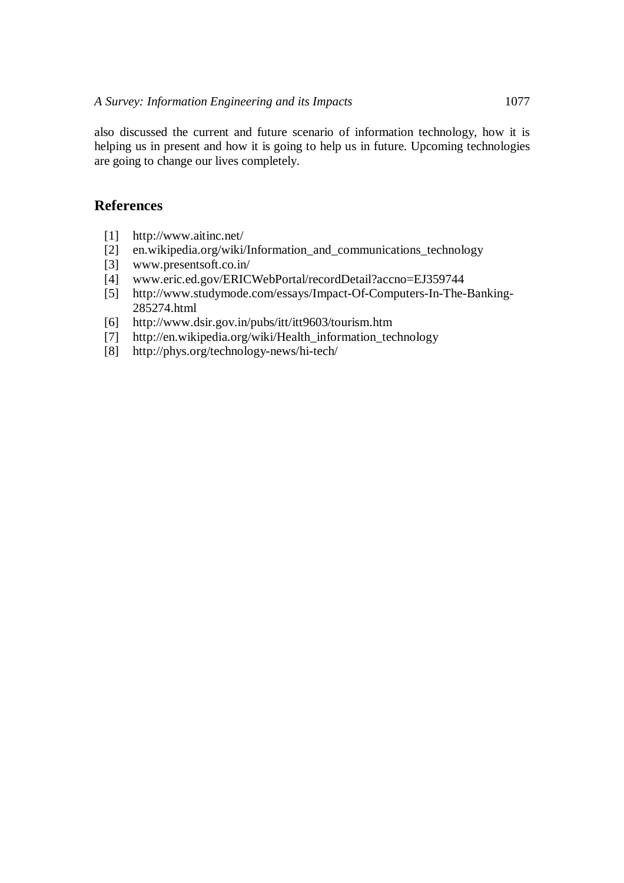also discussed the current and future scenario of information technology, how it is helping us in present and how it is going to help us in future. Upcoming technologies are going to change our lives completely.

## References

[1] http://www.aitinc.net/
[2] en.wikipedia.org/wiki/Information_and_communications_technology
[3] www.presentsoft.co.in/
[4] www.eric.ed.gov/ERICWebPortal/recordDetail?accno=EJ359744
[5] http://www.studymode.com/essays/Impact-Of-Computers-In-The-Banking-285274.html
[6] http://www.dsir.gov.in/pubs/itt/itt9603/tourism.htm
[7] http://en.wikipedia.org/wiki/Health_information_technology
[8] http://phys.org/technology-news/hi-tech/